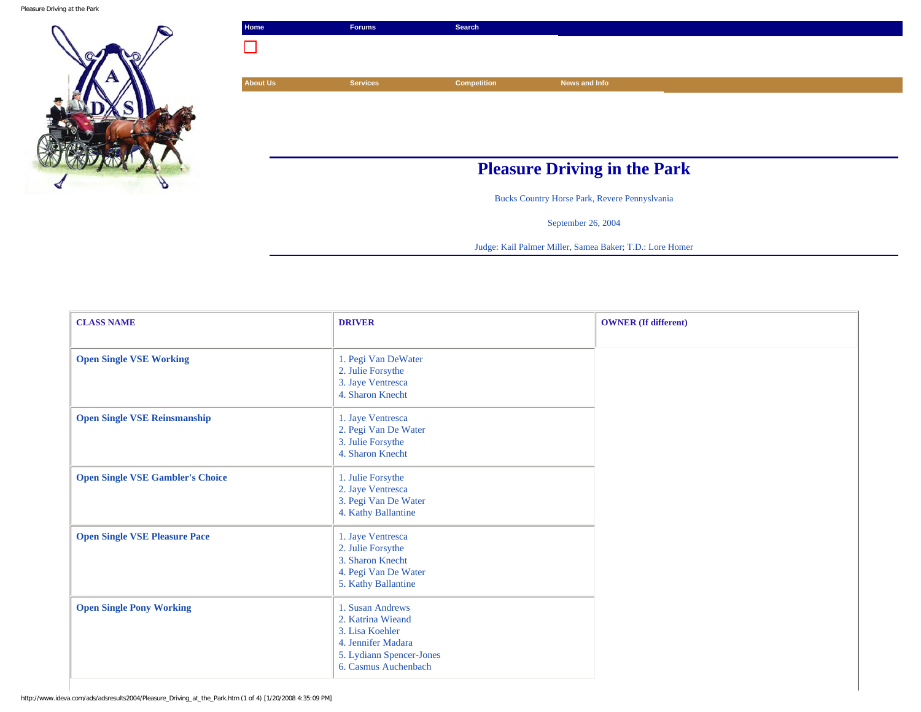| Home | Forums | Search |
|---|---|---|

| About Us | Services | Competition | News and Info |
|---|---|---|---|

# Pleasure Driving in the Park

Bucks Country Horse Park, Revere Pennysylvania

September 26, 2004

Judge: Kail Palmer Miller, Samea Baker; T.D.: Lore Homer

| CLASS NAME | DRIVER | OWNER (If different) |
|---|---|---|
| Open Single VSE Working | 1. Pegi Van DeWater<br>2. Julie Forsythe<br>3. Jaye Ventresca<br>4. Sharon Knecht | |
| Open Single VSE Reinsmanship | 1. Jaye Ventresca<br>2. Pegi Van De Water<br>3. Julie Forsythe<br>4. Sharon Knecht | |
| Open Single VSE Gambler's Choice | 1. Julie Forsythe<br>2. Jaye Ventresca<br>3. Pegi Van De Water<br>4. Kathy Ballantine | |
| Open Single VSE Pleasure Pace | 1. Jaye Ventresca<br>2. Julie Forsythe<br>3. Sharon Knecht<br>4. Pegi Van De Water<br>5. Kathy Ballantine | |
| Open Single Pony Working | 1. Susan Andrews<br>2. Katrina Wieand<br>3. Lisa Koehler<br>4. Jennifer Madara<br>5. Lydiann Spencer-Jones<br>6. Casmus Auchenbach | |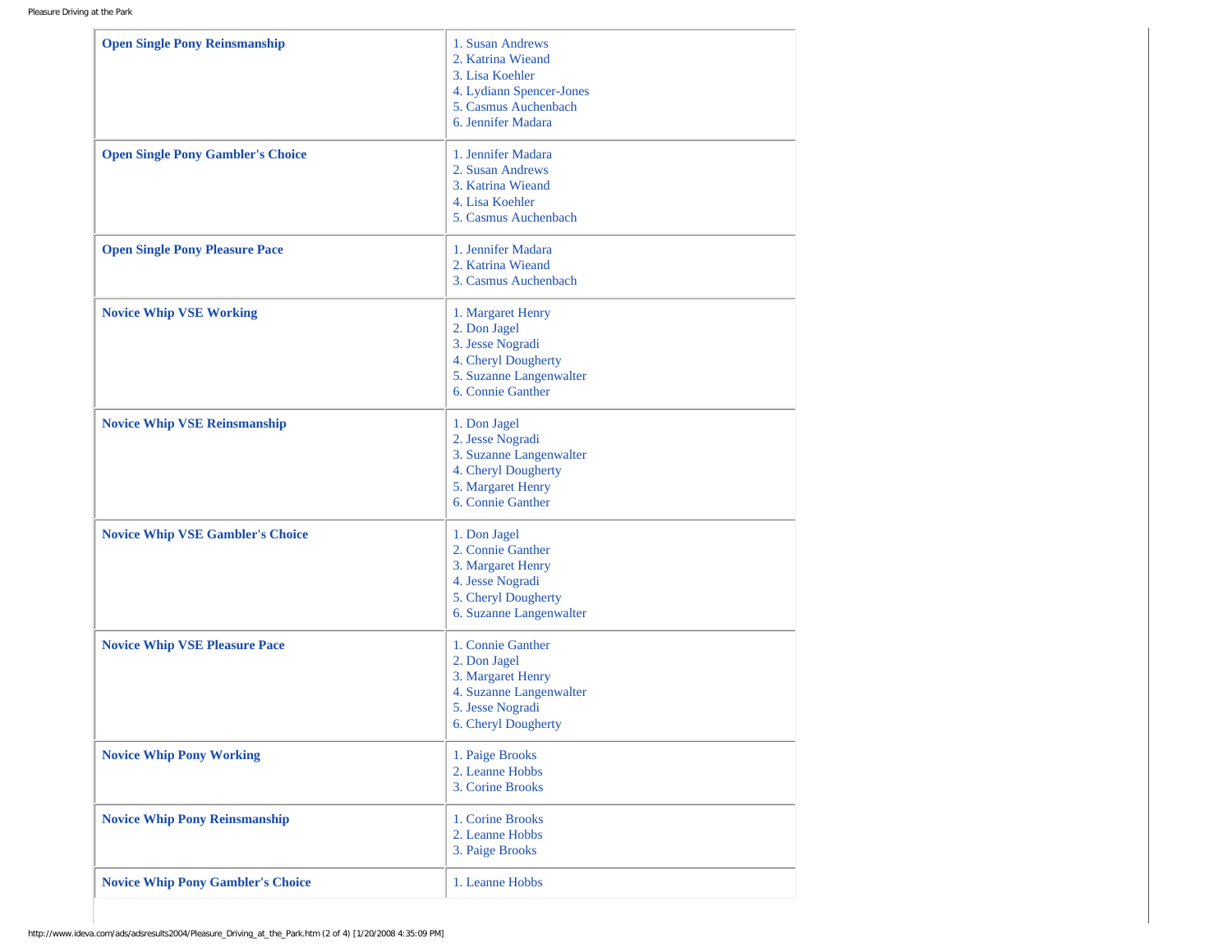| | |
|---|---|
| **Open Single Pony Reinsmanship** | 1. Susan Andrews<br>2. Katrina Wieand<br>3. Lisa Koehler<br>4. Lydiann Spencer-Jones<br>5. Casmus Auchenbach<br>6. Jennifer Madara |
| **Open Single Pony Gambler's Choice** | 1. Jennifer Madara<br>2. Susan Andrews<br>3. Katrina Wieand<br>4. Lisa Koehler<br>5. Casmus Auchenbach |
| **Open Single Pony Pleasure Pace** | 1. Jennifer Madara<br>2. Katrina Wieand<br>3. Casmus Auchenbach |
| **Novice Whip VSE Working** | 1. Margaret Henry<br>2. Don Jagel<br>3. Jesse Nogradi<br>4. Cheryl Dougherty<br>5. Suzanne Langenwalter<br>6. Connie Ganther |
| **Novice Whip VSE Reinsmanship** | 1. Don Jagel<br>2. Jesse Nogradi<br>3. Suzanne Langenwalter<br>4. Cheryl Dougherty<br>5. Margaret Henry<br>6. Connie Ganther |
| **Novice Whip VSE Gambler's Choice** | 1. Don Jagel<br>2. Connie Ganther<br>3. Margaret Henry<br>4. Jesse Nogradi<br>5. Cheryl Dougherty<br>6. Suzanne Langenwalter |
| **Novice Whip VSE Pleasure Pace** | 1. Connie Ganther<br>2. Don Jagel<br>3. Margaret Henry<br>4. Suzanne Langenwalter<br>5. Jesse Nogradi<br>6. Cheryl Dougherty |
| **Novice Whip Pony Working** | 1. Paige Brooks<br>2. Leanne Hobbs<br>3. Corine Brooks |
| **Novice Whip Pony Reinsmanship** | 1. Corine Brooks<br>2. Leanne Hobbs<br>3. Paige Brooks |
| **Novice Whip Pony Gambler's Choice** | 1. Leanne Hobbs |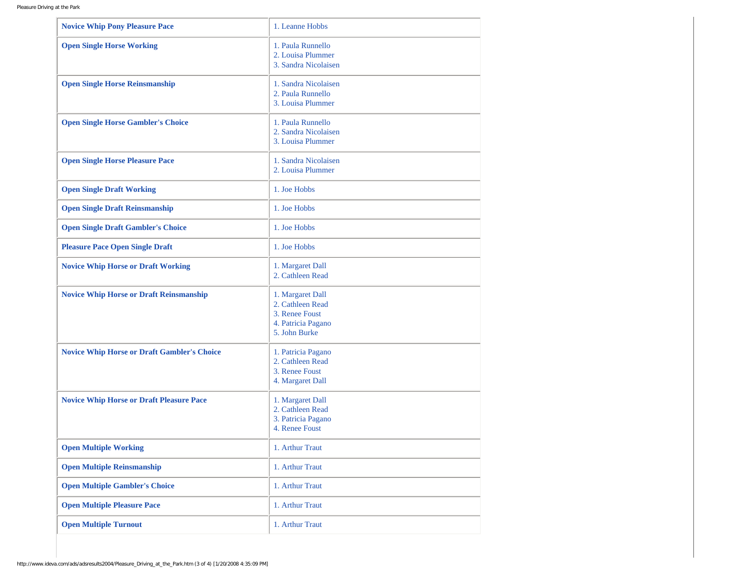| | |
|---|---|
| **Novice Whip Pony Pleasure Pace** | 1. Leanne Hobbs |
| **Open Single Horse Working** | 1. Paula Runnello<br>2. Louisa Plummer<br>3. Sandra Nicolaisen |
| **Open Single Horse Reinsmanship** | 1. Sandra Nicolaisen<br>2. Paula Runnello<br>3. Louisa Plummer |
| **Open Single Horse Gambler's Choice** | 1. Paula Runnello<br>2. Sandra Nicolaisen<br>3. Louisa Plummer |
| **Open Single Horse Pleasure Pace** | 1. Sandra Nicolaisen<br>2. Louisa Plummer |
| **Open Single Draft Working** | 1. Joe Hobbs |
| **Open Single Draft Reinsmanship** | 1. Joe Hobbs |
| **Open Single Draft Gambler's Choice** | 1. Joe Hobbs |
| **Pleasure Pace Open Single Draft** | 1. Joe Hobbs |
| **Novice Whip Horse or Draft Working** | 1. Margaret Dall<br>2. Cathleen Read |
| **Novice Whip Horse or Draft Reinsmanship** | 1. Margaret Dall<br>2. Cathleen Read<br>3. Renee Foust<br>4. Patricia Pagano<br>5. John Burke |
| **Novice Whip Horse or Draft Gambler's Choice** | 1. Patricia Pagano<br>2. Cathleen Read<br>3. Renee Foust<br>4. Margaret Dall |
| **Novice Whip Horse or Draft Pleasure Pace** | 1. Margaret Dall<br>2. Cathleen Read<br>3. Patricia Pagano<br>4. Renee Foust |
| **Open Multiple Working** | 1. Arthur Traut |
| **Open Multiple Reinsmanship** | 1. Arthur Traut |
| **Open Multiple Gambler's Choice** | 1. Arthur Traut |
| **Open Multiple Pleasure Pace** | 1. Arthur Traut |
| **Open Multiple Turnout** | 1. Arthur Traut |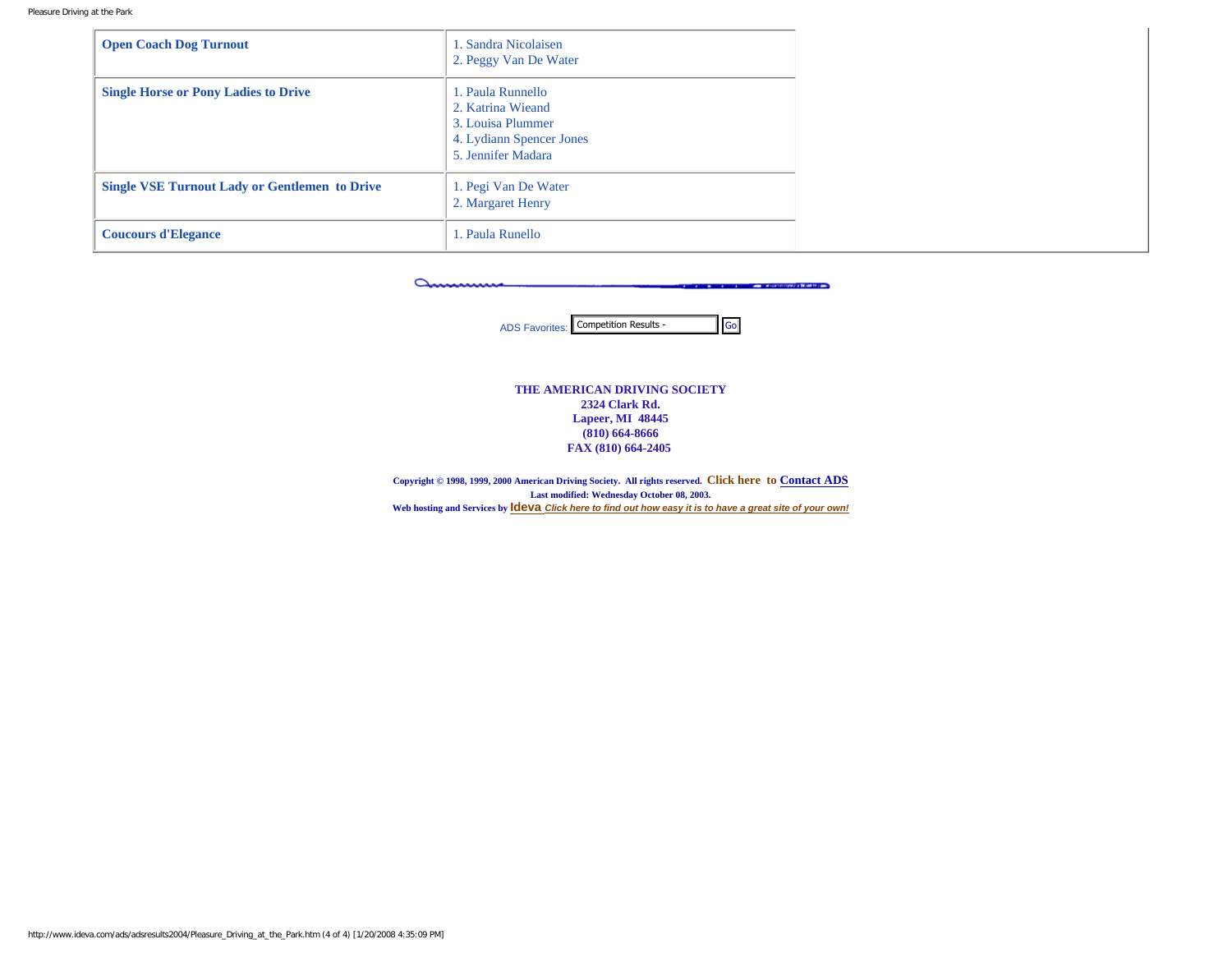| | |
|---|---|
| **Open Coach Dog Turnout** | 1. Sandra Nicolaisen<br>2. Peggy Van De Water |
| **Single Horse or Pony Ladies to Drive** | 1. Paula Runnello<br>2. Katrina Wieand<br>3. Louisa Plummer<br>4. Lydiann Spencer Jones<br>5. Jennifer Madara |
| **Single VSE Turnout Lady or Gentlemen to Drive** | 1. Pegi Van De Water<br>2. Margaret Henry |
| **Coucours d'Elegance** | 1. Paula Runello |

ADS Favorites: Competition Results - Go

**THE AMERICAN DRIVING SOCIETY**
**2324 Clark Rd.**
**Lapeer, MI 48445**
**(810) 664-8666**
**FAX (810) 664-2405**

**Copyright © 1998, 1999, 2000 American Driving Society. All rights reserved. Click here to Contact ADS**
**Last modified: Wednesday October 08, 2003.**
**Web hosting and Services by Ideva** ***Click here to find out how easy it is to have a great site of your own!***